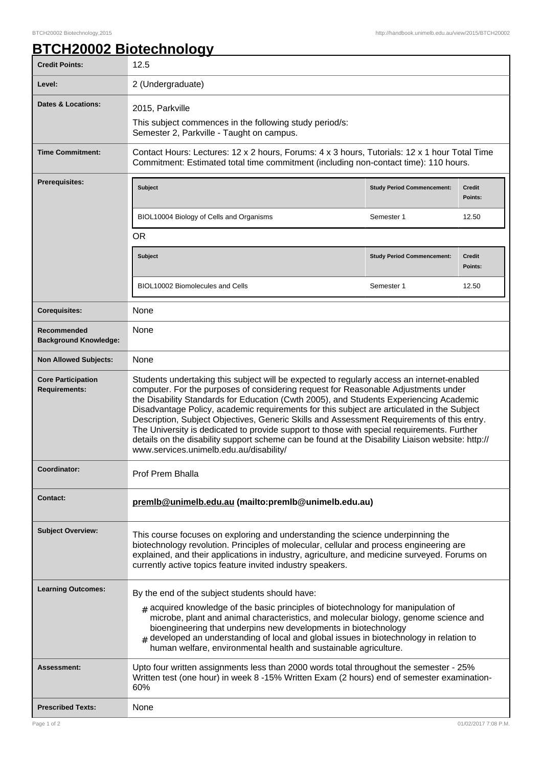# BTCH20002 Biotechnology

| | |
|---|---|
| **Credit Points:** | 12.5 |
| **Level:** | 2 (Undergraduate) |
| **Dates & Locations:** | 2015, Parkville<br>This subject commences in the following study period/s:<br>Semester 2, Parkville - Taught on campus. |
| **Time Commitment:** | Contact Hours: Lectures: 12 x 2 hours, Forums: 4 x 3 hours, Tutorials: 12 x 1 hour Total Time Commitment: Estimated total time commitment (including non-contact time): 110 hours. |
| **Prerequisites:** | Subject: BIOL10004 Biology of Cells and Organisms — Study Period Commencement: Semester 1 — Credit Points: 12.50<br>OR<br>Subject: BIOL10002 Biomolecules and Cells — Study Period Commencement: Semester 1 — Credit Points: 12.50 |
| **Corequisites:** | None |
| **Recommended Background Knowledge:** | None |
| **Non Allowed Subjects:** | None |
| **Core Participation Requirements:** | Students undertaking this subject will be expected to regularly access an internet-enabled computer. For the purposes of considering request for Reasonable Adjustments under the Disability Standards for Education (Cwth 2005), and Students Experiencing Academic Disadvantage Policy, academic requirements for this subject are articulated in the Subject Description, Subject Objectives, Generic Skills and Assessment Requirements of this entry. The University is dedicated to provide support to those with special requirements. Further details on the disability support scheme can be found at the Disability Liaison website: http://www.services.unimelb.edu.au/disability/ |
| **Coordinator:** | Prof Prem Bhalla |
| **Contact:** | **premlb@unimelb.edu.au (mailto:premlb@unimelb.edu.au)** |
| **Subject Overview:** | This course focuses on exploring and understanding the science underpinning the biotechnology revolution. Principles of molecular, cellular and process engineering are explained, and their applications in industry, agriculture, and medicine surveyed. Forums on currently active topics feature invited industry speakers. |
| **Learning Outcomes:** | By the end of the subject students should have:<br># acquired knowledge of the basic principles of biotechnology for manipulation of microbe, plant and animal characteristics, and molecular biology, genome science and bioengineering that underpins new developments in biotechnology<br># developed an understanding of local and global issues in biotechnology in relation to human welfare, environmental health and sustainable agriculture. |
| **Assessment:** | Upto four written assignments less than 2000 words total throughout the semester - 25% Written test (one hour) in week 8 -15% Written Exam (2 hours) end of semester examination- 60% |
| **Prescribed Texts:** | None |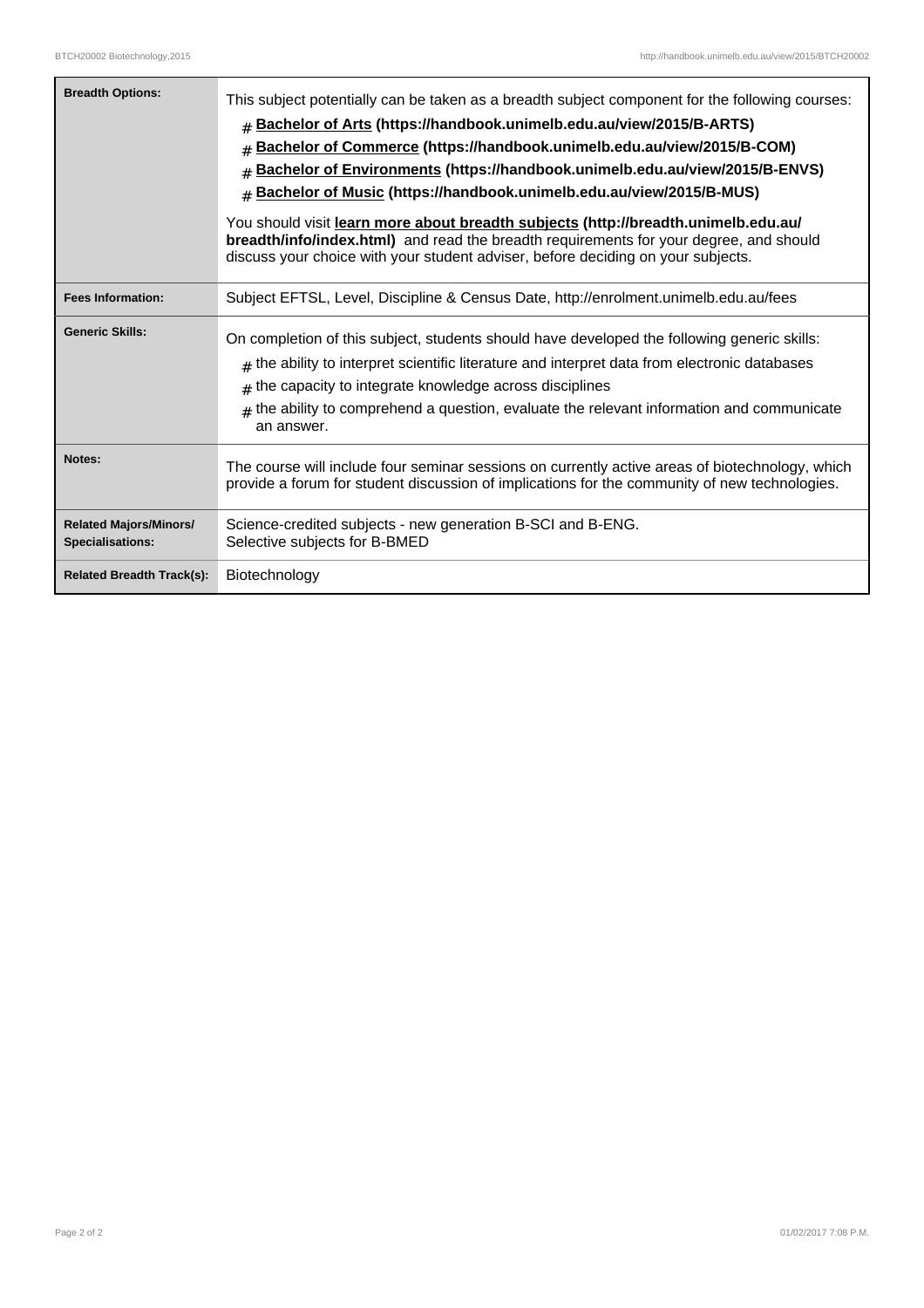| | |
|---|---|
| **Breadth Options:** | This subject potentially can be taken as a breadth subject component for the following courses:<br># **Bachelor of Arts (https://handbook.unimelb.edu.au/view/2015/B-ARTS)**<br># **Bachelor of Commerce (https://handbook.unimelb.edu.au/view/2015/B-COM)**<br># **Bachelor of Environments (https://handbook.unimelb.edu.au/view/2015/B-ENVS)**<br># **Bachelor of Music (https://handbook.unimelb.edu.au/view/2015/B-MUS)**<br><br>You should visit **learn more about breadth subjects (http://breadth.unimelb.edu.au/breadth/info/index.html)** and read the breadth requirements for your degree, and should discuss your choice with your student adviser, before deciding on your subjects. |
| **Fees Information:** | Subject EFTSL, Level, Discipline & Census Date, http://enrolment.unimelb.edu.au/fees |
| **Generic Skills:** | On completion of this subject, students should have developed the following generic skills:<br># the ability to interpret scientific literature and interpret data from electronic databases<br># the capacity to integrate knowledge across disciplines<br># the ability to comprehend a question, evaluate the relevant information and communicate an answer. |
| **Notes:** | The course will include four seminar sessions on currently active areas of biotechnology, which provide a forum for student discussion of implications for the community of new technologies. |
| **Related Majors/Minors/ Specialisations:** | Science-credited subjects - new generation B-SCI and B-ENG.<br>Selective subjects for B-BMED |
| **Related Breadth Track(s):** | Biotechnology |